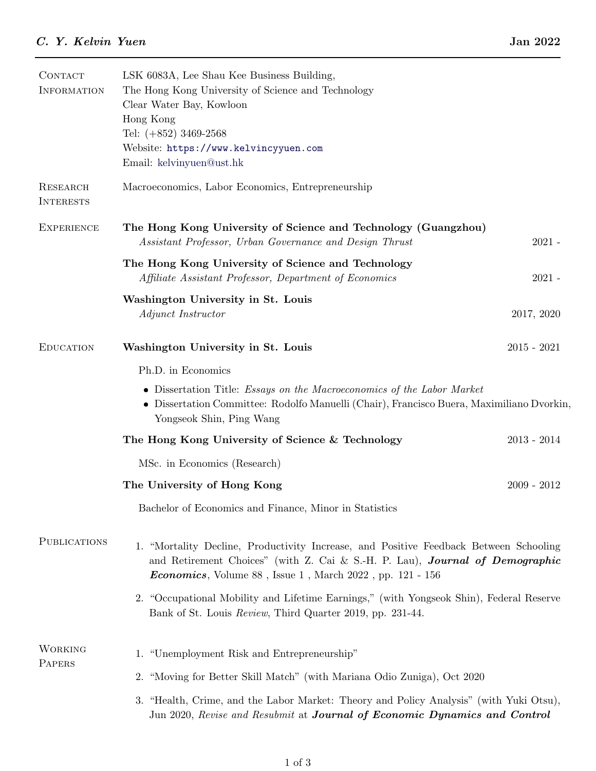# *C. Y. Kelvin Yuen*

**Jan 2022**

## Contact Information

LSK 6083A, Lee Shau Kee Business Building,
The Hong Kong University of Science and Technology
Clear Water Bay, Kowloon
Hong Kong
Tel: (+852) 3469-2568
Website: https://www.kelvincyyuen.com
Email: kelvinyuen@ust.hk

## Research Interests

Macroeconomics, Labor Economics, Entrepreneurship

## Experience

**The Hong Kong University of Science and Technology (Guangzhou)**
*Assistant Professor, Urban Governance and Design Thrust* — 2021 -

**The Hong Kong University of Science and Technology**
*Affiliate Assistant Professor, Department of Economics* — 2021 -

**Washington University in St. Louis**
*Adjunct Instructor* — 2017, 2020

## Education

**Washington University in St. Louis** — 2015 - 2021

Ph.D. in Economics

- Dissertation Title: *Essays on the Macroeconomics of the Labor Market*
- Dissertation Committee: Rodolfo Manuelli (Chair), Francisco Buera, Maximiliano Dvorkin, Yongseok Shin, Ping Wang

**The Hong Kong University of Science & Technology** — 2013 - 2014

MSc. in Economics (Research)

**The University of Hong Kong** — 2009 - 2012

Bachelor of Economics and Finance, Minor in Statistics

## Publications

1. "Mortality Decline, Productivity Increase, and Positive Feedback Between Schooling and Retirement Choices" (with Z. Cai & S.-H. P. Lau), ***Journal of Demographic Economics***, Volume 88 , Issue 1 , March 2022 , pp. 121 - 156
2. "Occupational Mobility and Lifetime Earnings," (with Yongseok Shin), Federal Reserve Bank of St. Louis *Review*, Third Quarter 2019, pp. 231-44.

## Working Papers

1. "Unemployment Risk and Entrepreneurship"
2. "Moving for Better Skill Match" (with Mariana Odio Zuniga), Oct 2020
3. "Health, Crime, and the Labor Market: Theory and Policy Analysis" (with Yuki Otsu), Jun 2020, *Revise and Resubmit* at ***Journal of Economic Dynamics and Control***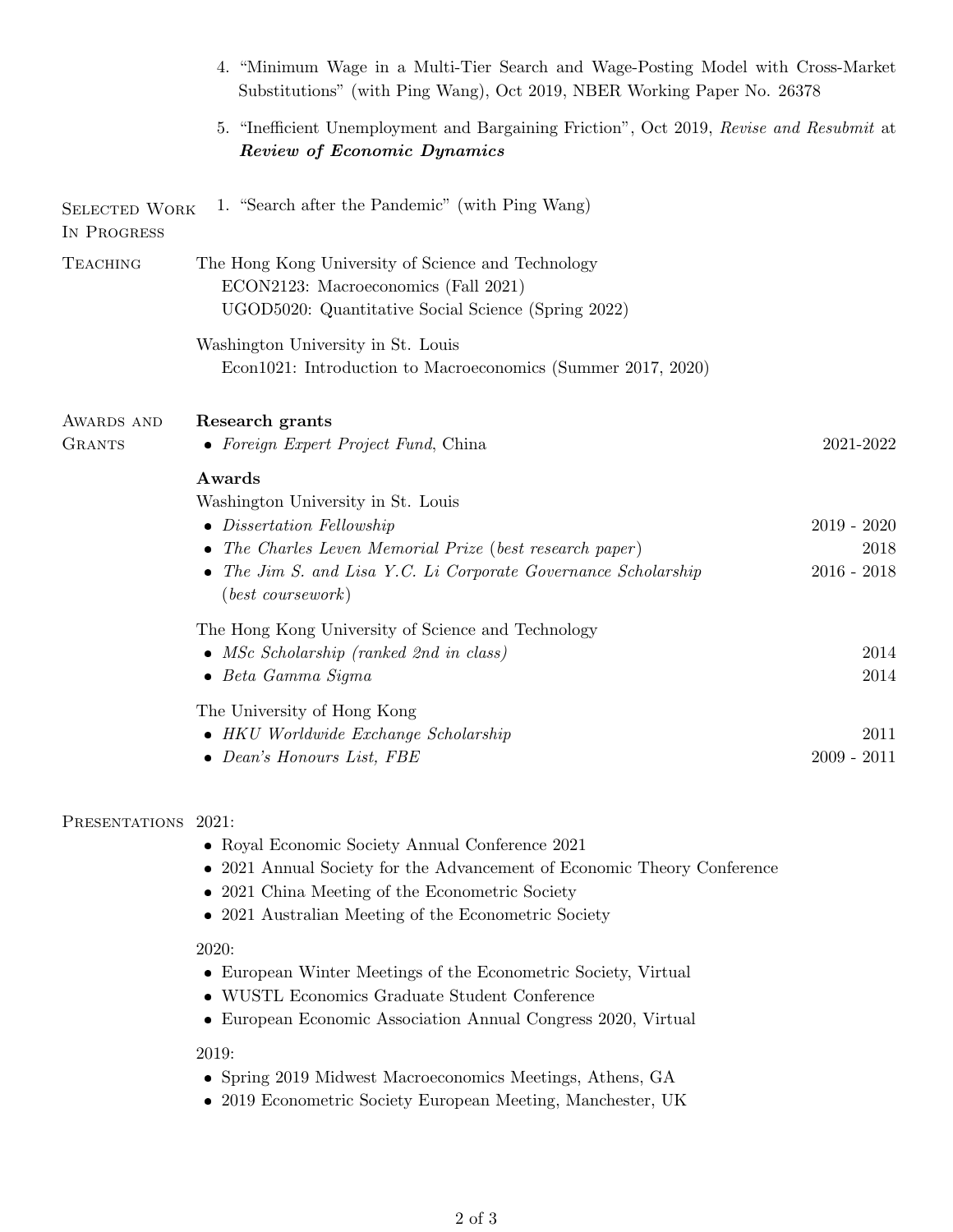4. "Minimum Wage in a Multi-Tier Search and Wage-Posting Model with Cross-Market Substitutions" (with Ping Wang), Oct 2019, NBER Working Paper No. 26378

5. "Inefficient Unemployment and Bargaining Friction", Oct 2019, *Revise and Resubmit* at ***Review of Economic Dynamics***

## Selected Work In Progress

1. "Search after the Pandemic" (with Ping Wang)

## Teaching

The Hong Kong University of Science and Technology
- ECON2123: Macroeconomics (Fall 2021)
- UGOD5020: Quantitative Social Science (Spring 2022)

Washington University in St. Louis
- Econ1021: Introduction to Macroeconomics (Summer 2017, 2020)

## Awards and Grants

**Research grants**

- *Foreign Expert Project Fund*, China — 2021-2022

**Awards**

Washington University in St. Louis

- *Dissertation Fellowship* — 2019 - 2020
- *The Charles Leven Memorial Prize* (*best research paper*) — 2018
- *The Jim S. and Lisa Y.C. Li Corporate Governance Scholarship* (*best coursework*) — 2016 - 2018

The Hong Kong University of Science and Technology

- *MSc Scholarship (ranked 2nd in class)* — 2014
- *Beta Gamma Sigma* — 2014

The University of Hong Kong

- *HKU Worldwide Exchange Scholarship* — 2011
- *Dean's Honours List, FBE* — 2009 - 2011

## Presentations

2021:

- Royal Economic Society Annual Conference 2021
- 2021 Annual Society for the Advancement of Economic Theory Conference
- 2021 China Meeting of the Econometric Society
- 2021 Australian Meeting of the Econometric Society

2020:

- European Winter Meetings of the Econometric Society, Virtual
- WUSTL Economics Graduate Student Conference
- European Economic Association Annual Congress 2020, Virtual

2019:

- Spring 2019 Midwest Macroeconomics Meetings, Athens, GA
- 2019 Econometric Society European Meeting, Manchester, UK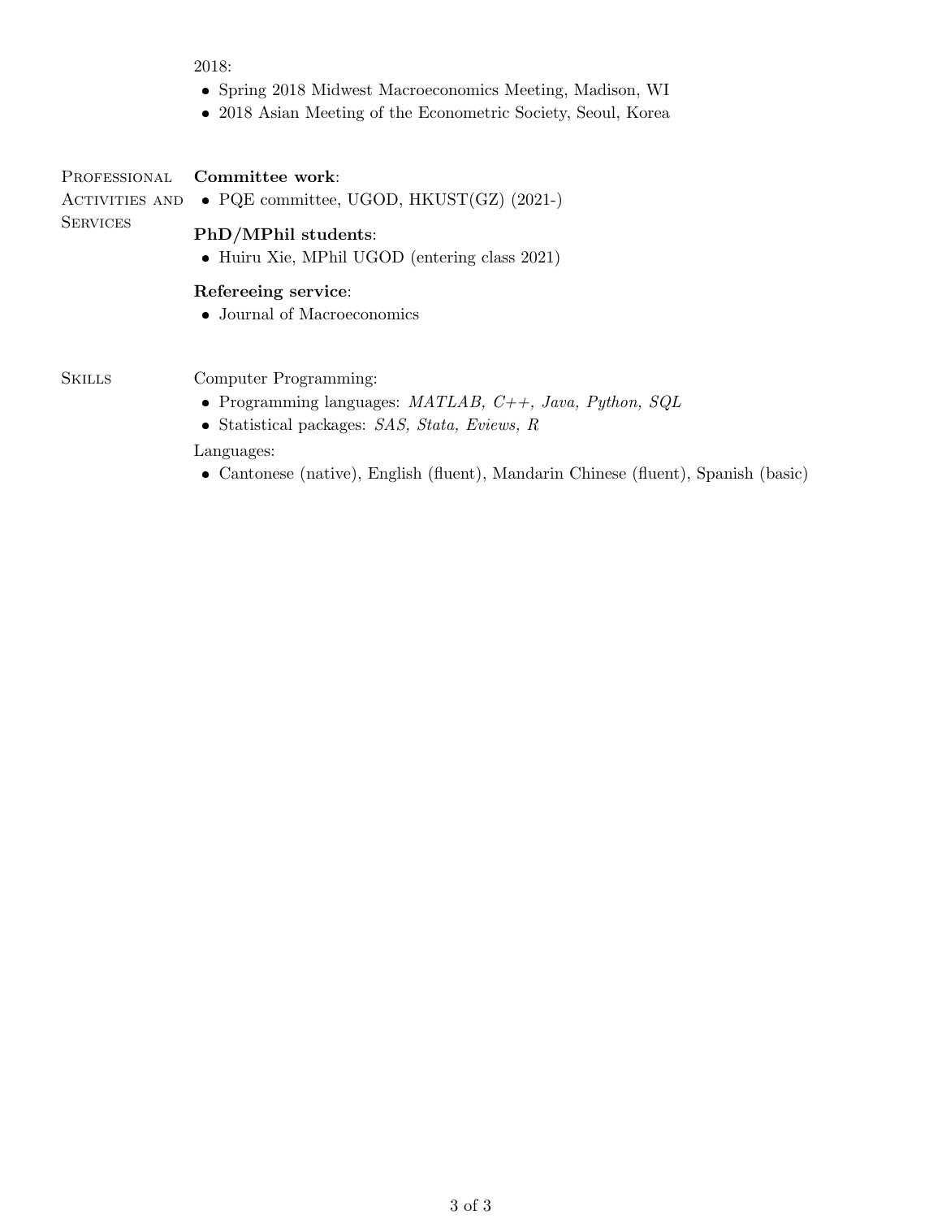2018:

- Spring 2018 Midwest Macroeconomics Meeting, Madison, WI
- 2018 Asian Meeting of the Econometric Society, Seoul, Korea

## Professional Activities and Services

**Committee work**:

- PQE committee, UGOD, HKUST(GZ) (2021-)

**PhD/MPhil students**:

- Huiru Xie, MPhil UGOD (entering class 2021)

**Refereeing service**:

- Journal of Macroeconomics

## Skills

Computer Programming:

- Programming languages: *MATLAB, C++, Java, Python, SQL*
- Statistical packages: *SAS, Stata, Eviews, R*

Languages:

- Cantonese (native), English (fluent), Mandarin Chinese (fluent), Spanish (basic)